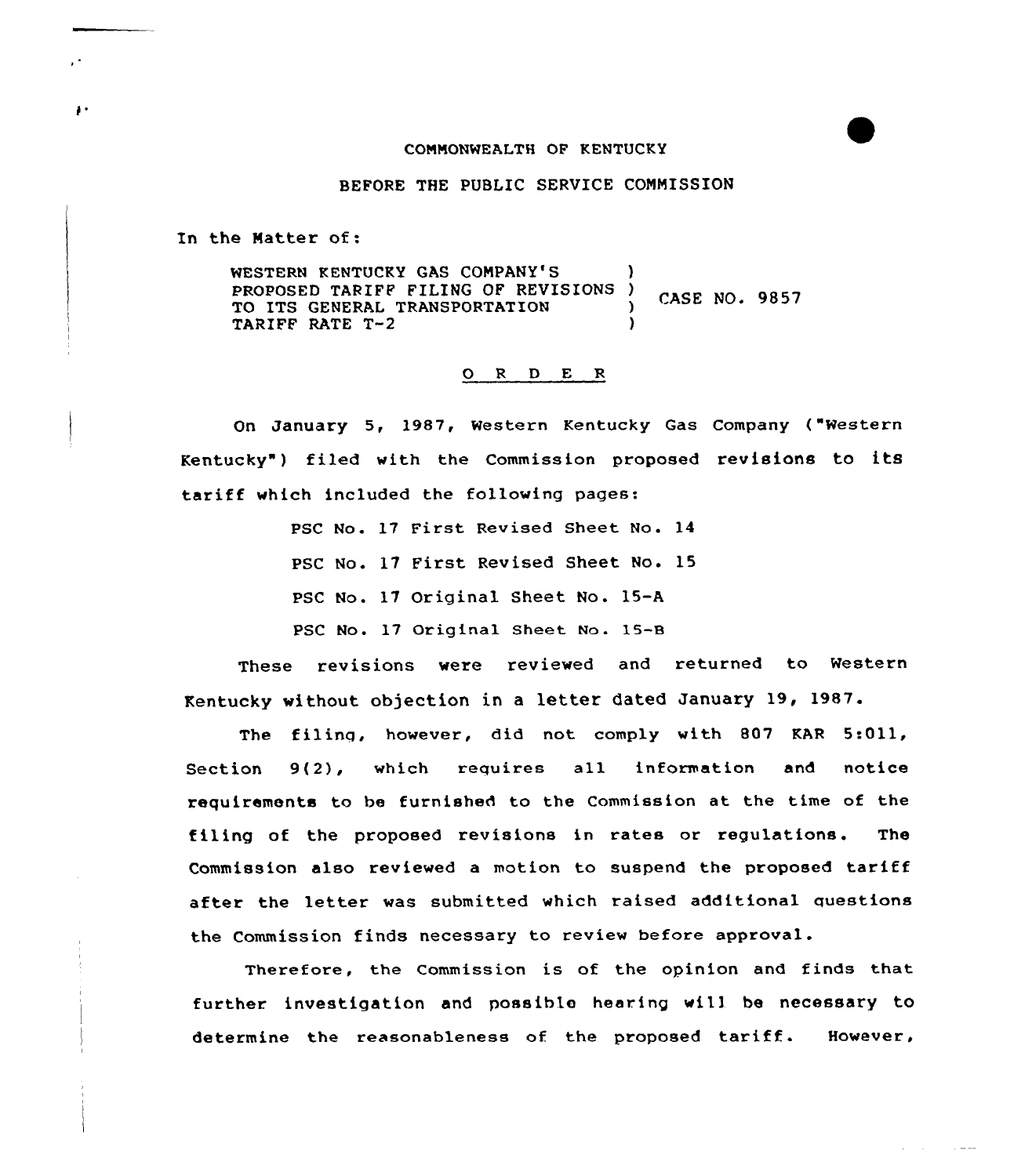COMMONWEALTH OF KENTUCKY

BEFORE THE PUBLIC SERVICE COMMISSION

In the Matter of:

WESTERN KENTUCKY GAS COMPANY'S PROPOSED TARIFF FILING OF REVISIONS TO ITS GENERAL TRANSPORTATION TARIFF RATE T-2 ) CASE NO. 9857

## O R D E R

On January 5, 1987, Western Kentucky Gas Company ("Western Kentucky") filed with the Commission proposed revisions to its tariff which included the following pages:

PSC No. 17 First Revised Sheet No. 14

PSC No. 17 First Revised Sheet No. 15

PSC No. 17 Original Sheet No. 15-A

PSC No. 17 Original Sheet No. 15-B

These revisions were reviewed and returned to Western Kentucky without objection in a letter dated January 19, 1987.

The filing, however, did not comply with 807 KAR 5:011, Section 9(2), which requires all information and notice requirements to be furnished to the Commission at the time of the filing of the proposed revisions in rates or regulations. The Commission also reviewed a motion to suspend the proposed tariff after the letter was submitted which raised additional questions the Commission finds necessary to review before approval.

Therefore, the Commission is of the opinion and finds that further investigation and possible hearing will be necessary to determine the reasonableness of the proposed tariff. However,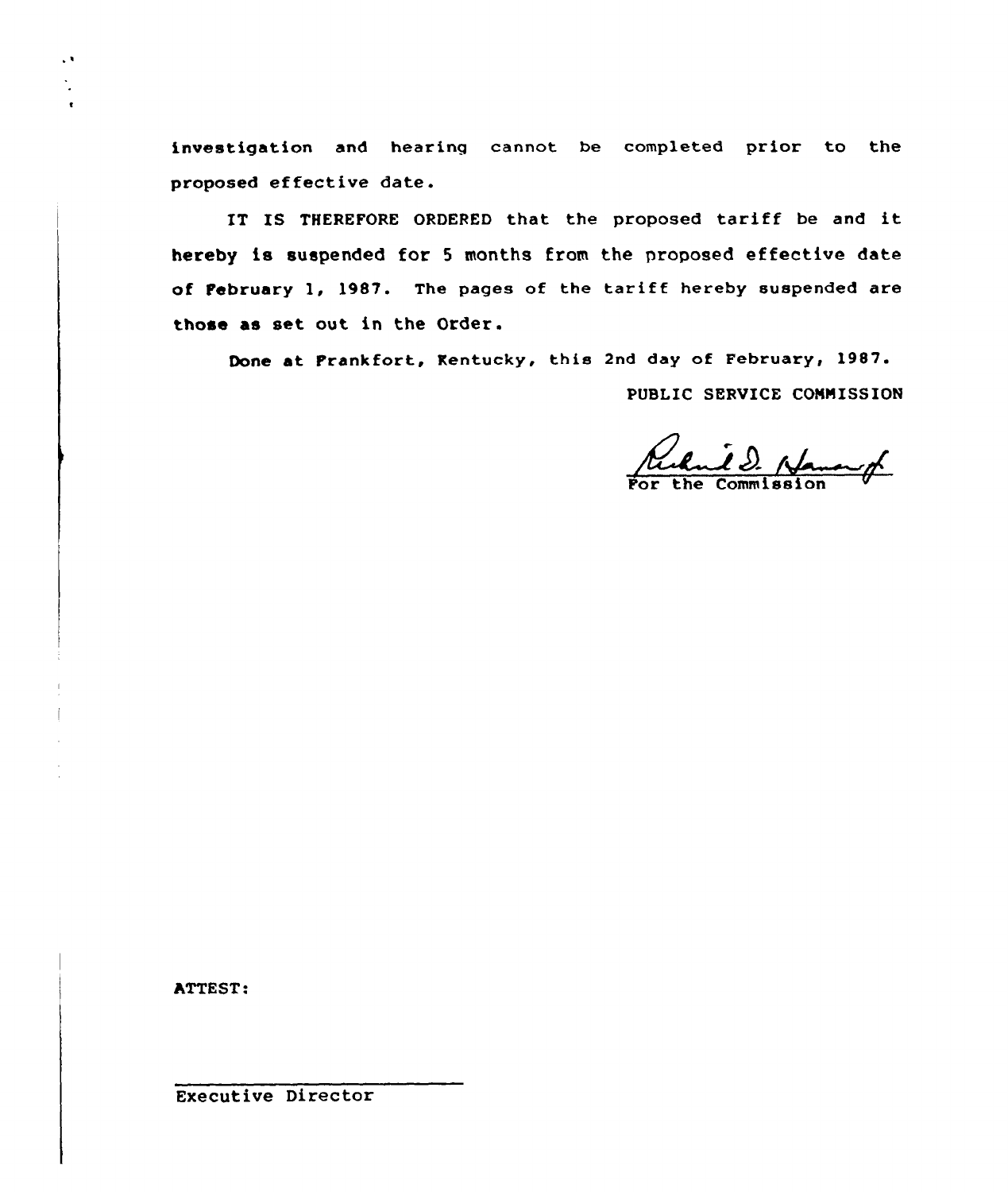investigation and hearing cannot be completed prior to the proposed effective date.

IT IS THEREFORE ORDERED that the proposed tariff be and it hereby is suspended for 5 months from the proposed effective date of February 1, 1987. The pages of the tariff hereby suspended are those as set out in the Order.

Done at Frankfort, Kentucky, this 2nd day of February, 1987.

PUBLIC SERVICE COMMISSION

For the Commission

ATTEST:

Executive Director